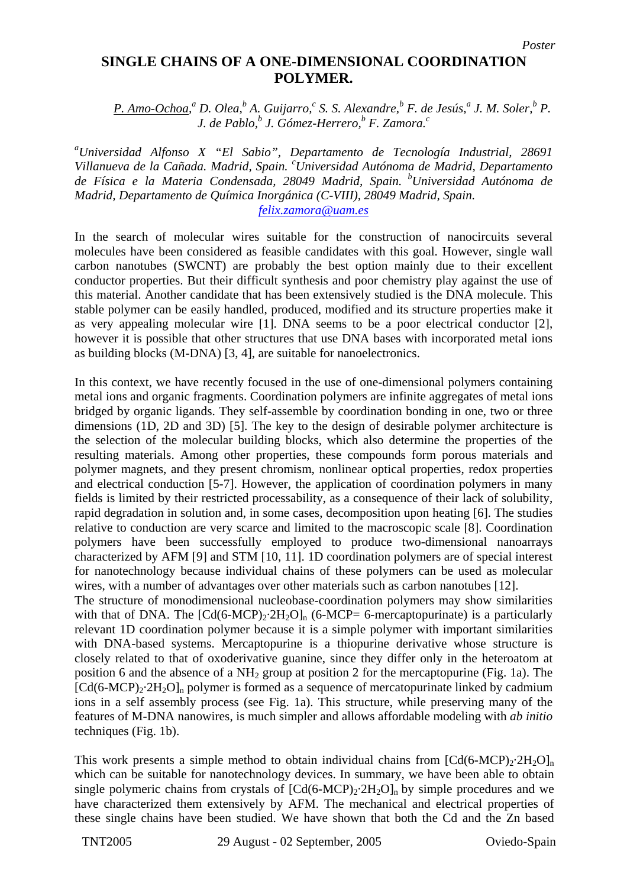*Poster*

# SINGLE CHAINS OF A ONE-DIMENSIONAL COORDINATION POLYMER.

P. Amo-Ochoa,[a] D. Olea,[b] A. Guijarro,[c] S. S. Alexandre,[b] F. de Jesús,[a] J. M. Soler,[b] P. J. de Pablo,[b] J. Gómez-Herrero,[b] F. Zamora.[c]

*[a]Universidad Alfonso X "El Sabio", Departamento de Tecnología Industrial, 28691 Villanueva de la Cañada. Madrid, Spain. [c]Universidad Autónoma de Madrid, Departamento de Física e la Materia Condensada, 28049 Madrid, Spain. [b]Universidad Autónoma de Madrid, Departamento de Química Inorgánica (C-VIII), 28049 Madrid, Spain.*
felix.zamora@uam.es

In the search of molecular wires suitable for the construction of nanocircuits several molecules have been considered as feasible candidates with this goal. However, single wall carbon nanotubes (SWCNT) are probably the best option mainly due to their excellent conductor properties. But their difficult synthesis and poor chemistry play against the use of this material. Another candidate that has been extensively studied is the DNA molecule. This stable polymer can be easily handled, produced, modified and its structure properties make it as very appealing molecular wire [1]. DNA seems to be a poor electrical conductor [2], however it is possible that other structures that use DNA bases with incorporated metal ions as building blocks (M-DNA) [3, 4], are suitable for nanoelectronics.

In this context, we have recently focused in the use of one-dimensional polymers containing metal ions and organic fragments. Coordination polymers are infinite aggregates of metal ions bridged by organic ligands. They self-assemble by coordination bonding in one, two or three dimensions (1D, 2D and 3D) [5]. The key to the design of desirable polymer architecture is the selection of the molecular building blocks, which also determine the properties of the resulting materials. Among other properties, these compounds form porous materials and polymer magnets, and they present chromism, nonlinear optical properties, redox properties and electrical conduction [5-7]. However, the application of coordination polymers in many fields is limited by their restricted processability, as a consequence of their lack of solubility, rapid degradation in solution and, in some cases, decomposition upon heating [6]. The studies relative to conduction are very scarce and limited to the macroscopic scale [8]. Coordination polymers have been successfully employed to produce two-dimensional nanoarrays characterized by AFM [9] and STM [10, 11]. 1D coordination polymers are of special interest for nanotechnology because individual chains of these polymers can be used as molecular wires, with a number of advantages over other materials such as carbon nanotubes [12].
The structure of monodimensional nucleobase-coordination polymers may show similarities with that of DNA. The $[Cd(6\text{-}MCP)_2{\cdot}2H_2O]_n$ (6-MCP= 6-mercaptopurinate) is a particularly relevant 1D coordination polymer because it is a simple polymer with important similarities with DNA-based systems. Mercaptopurine is a thiopurine derivative whose structure is closely related to that of oxoderivative guanine, since they differ only in the heteroatom at position 6 and the absence of a $NH_2$ group at position 2 for the mercaptopurine (Fig. 1a). The $[Cd(6\text{-}MCP)_2{\cdot}2H_2O]_n$ polymer is formed as a sequence of mercatopurinate linked by cadmium ions in a self assembly process (see Fig. 1a). This structure, while preserving many of the features of M-DNA nanowires, is much simpler and allows affordable modeling with *ab initio* techniques (Fig. 1b).

This work presents a simple method to obtain individual chains from $[Cd(6\text{-}MCP)_2{\cdot}2H_2O]_n$ which can be suitable for nanotechnology devices. In summary, we have been able to obtain single polymeric chains from crystals of $[Cd(6\text{-}MCP)_2{\cdot}2H_2O]_n$ by simple procedures and we have characterized them extensively by AFM. The mechanical and electrical properties of these single chains have been studied. We have shown that both the Cd and the Zn based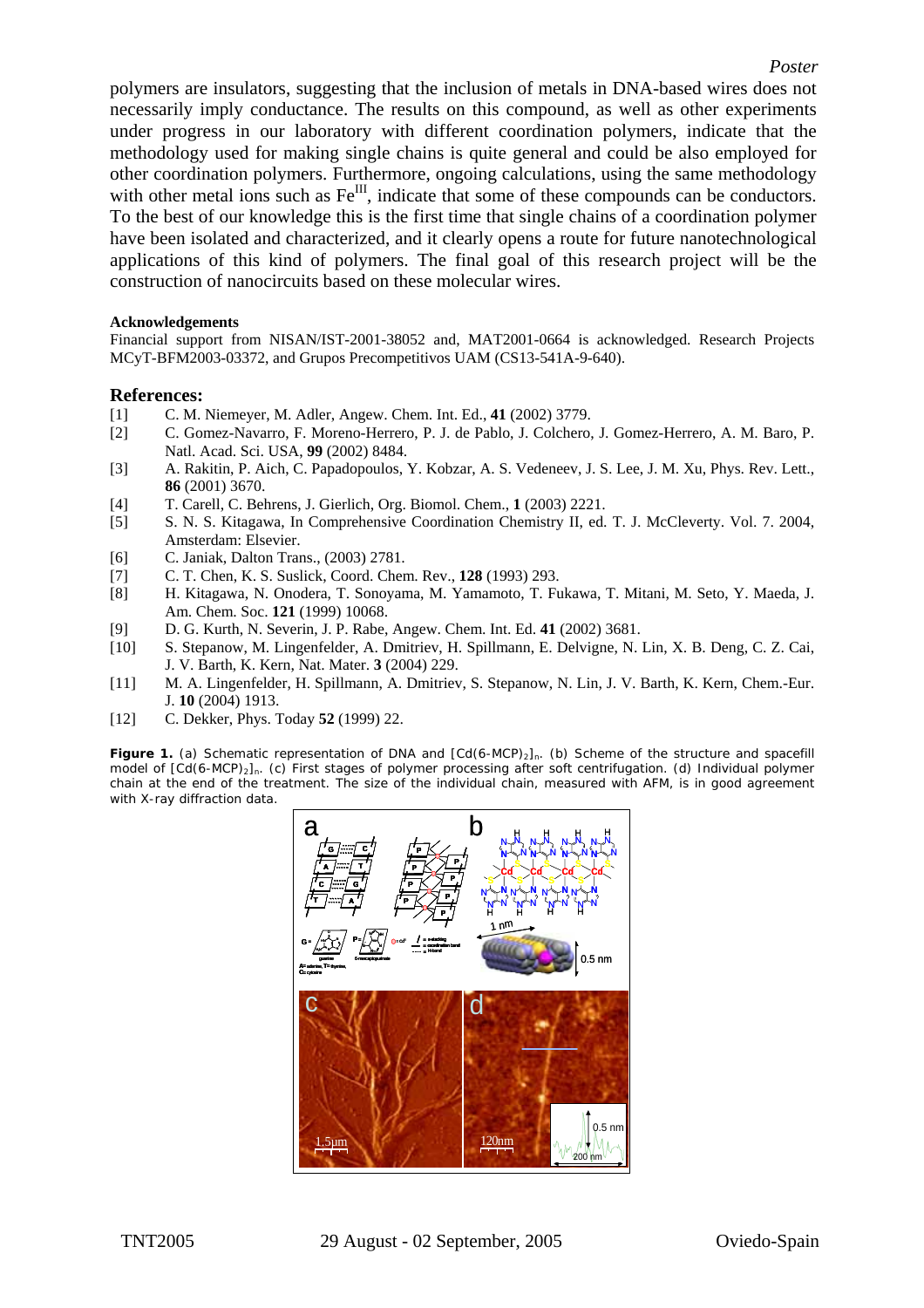polymers are insulators, suggesting that the inclusion of metals in DNA-based wires does not necessarily imply conductance. The results on this compound, as well as other experiments under progress in our laboratory with different coordination polymers, indicate that the methodology used for making single chains is quite general and could be also employed for other coordination polymers. Furthermore, ongoing calculations, using the same methodology with other metal ions such as $Fe^{III}$, indicate that some of these compounds can be conductors. To the best of our knowledge this is the first time that single chains of a coordination polymer have been isolated and characterized, and it clearly opens a route for future nanotechnological applications of this kind of polymers. The final goal of this research project will be the construction of nanocircuits based on these molecular wires.

**Acknowledgements**

Financial support from NISAN/IST-2001-38052 and, MAT2001-0664 is acknowledged. Research Projects MCyT-BFM2003-03372, and Grupos Precompetitivos UAM (CS13-541A-9-640).

## References:

[1] C. M. Niemeyer, M. Adler, Angew. Chem. Int. Ed., **41** (2002) 3779.

[2] C. Gomez-Navarro, F. Moreno-Herrero, P. J. de Pablo, J. Colchero, J. Gomez-Herrero, A. M. Baro, P. Natl. Acad. Sci. USA, **99** (2002) 8484.

[3] A. Rakitin, P. Aich, C. Papadopoulos, Y. Kobzar, A. S. Vedeneev, J. S. Lee, J. M. Xu, Phys. Rev. Lett., **86** (2001) 3670.

[4] T. Carell, C. Behrens, J. Gierlich, Org. Biomol. Chem., **1** (2003) 2221.

[5] S. N. S. Kitagawa, In Comprehensive Coordination Chemistry II, ed. T. J. McCleverty. Vol. 7. 2004, Amsterdam: Elsevier.

[6] C. Janiak, Dalton Trans., (2003) 2781.

[7] C. T. Chen, K. S. Suslick, Coord. Chem. Rev., **128** (1993) 293.

[8] H. Kitagawa, N. Onodera, T. Sonoyama, M. Yamamoto, T. Fukawa, T. Mitani, M. Seto, Y. Maeda, J. Am. Chem. Soc. **121** (1999) 10068.

[9] D. G. Kurth, N. Severin, J. P. Rabe, Angew. Chem. Int. Ed. **41** (2002) 3681.

[10] S. Stepanow, M. Lingenfelder, A. Dmitriev, H. Spillmann, E. Delvigne, N. Lin, X. B. Deng, C. Z. Cai, J. V. Barth, K. Kern, Nat. Mater. **3** (2004) 229.

[11] M. A. Lingenfelder, H. Spillmann, A. Dmitriev, S. Stepanow, N. Lin, J. V. Barth, K. Kern, Chem.-Eur. J. **10** (2004) 1913.

[12] C. Dekker, Phys. Today **52** (1999) 22.

**Figure 1.** (a) Schematic representation of DNA and $[Cd(6\text{-}MCP)_2]_n$. (b) Scheme of the structure and spacefill model of $[Cd(6\text{-}MCP)_2]_n$. (c) First stages of polymer processing after soft centrifugation. (d) Individual polymer chain at the end of the treatment. The size of the individual chain, measured with AFM, is in good agreement with X-ray diffraction data.